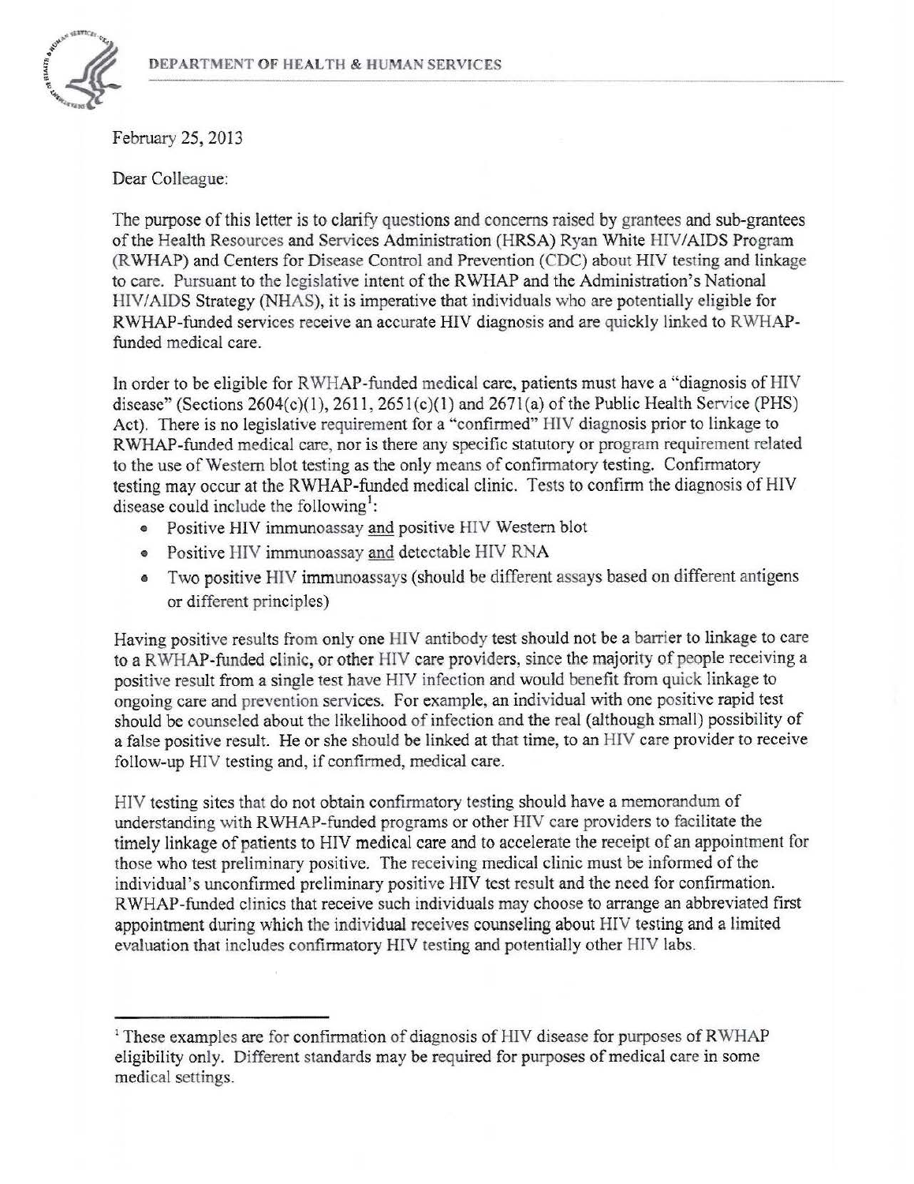DEPARTMENT OF HEALTH & HUMAN SERVICES

February 25, 2013

Dear Colleague:

The purpose of this letter is to clarify questions and concerns raised by grantees and sub-grantees of the Health Resources and Services Administration (HRSA) Ryan White HIV/AIDS Program (RWHAP) and Centers for Disease Control and Prevention (CDC) about HIV testing and linkage to care. Pursuant to the legislative intent of the RWHAP and the Administration's National HIV/AIDS Strategy (NHAS), it is imperative that individuals who are potentially eligible for RWHAP-funded services receive an accurate HIV diagnosis and are quickly linked to RWHAP-funded medical care.

In order to be eligible for RWHAP-funded medical care, patients must have a "diagnosis of HIV disease" (Sections 2604(c)(1), 2611, 2651(c)(1) and 2671(a) of the Public Health Service (PHS) Act). There is no legislative requirement for a "confirmed" HIV diagnosis prior to linkage to RWHAP-funded medical care, nor is there any specific statutory or program requirement related to the use of Western blot testing as the only means of confirmatory testing. Confirmatory testing may occur at the RWHAP-funded medical clinic. Tests to confirm the diagnosis of HIV disease could include the following[1]:

- Positive HIV immunoassay and positive HIV Western blot
- Positive HIV immunoassay and detectable HIV RNA
- Two positive HIV immunoassays (should be different assays based on different antigens or different principles)

Having positive results from only one HIV antibody test should not be a barrier to linkage to care to a RWHAP-funded clinic, or other HIV care providers, since the majority of people receiving a positive result from a single test have HIV infection and would benefit from quick linkage to ongoing care and prevention services. For example, an individual with one positive rapid test should be counseled about the likelihood of infection and the real (although small) possibility of a false positive result. He or she should be linked at that time, to an HIV care provider to receive follow-up HIV testing and, if confirmed, medical care.

HIV testing sites that do not obtain confirmatory testing should have a memorandum of understanding with RWHAP-funded programs or other HIV care providers to facilitate the timely linkage of patients to HIV medical care and to accelerate the receipt of an appointment for those who test preliminary positive. The receiving medical clinic must be informed of the individual's unconfirmed preliminary positive HIV test result and the need for confirmation. RWHAP-funded clinics that receive such individuals may choose to arrange an abbreviated first appointment during which the individual receives counseling about HIV testing and a limited evaluation that includes confirmatory HIV testing and potentially other HIV labs.

[1] These examples are for confirmation of diagnosis of HIV disease for purposes of RWHAP eligibility only. Different standards may be required for purposes of medical care in some medical settings.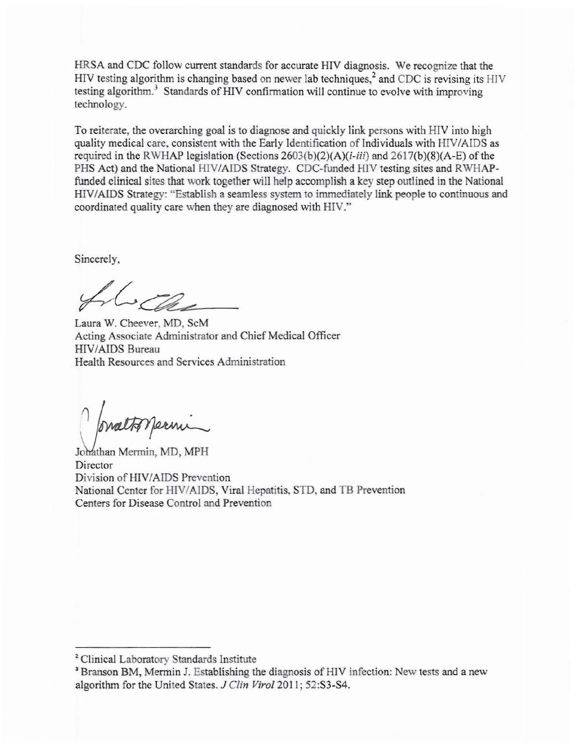HRSA and CDC follow current standards for accurate HIV diagnosis. We recognize that the HIV testing algorithm is changing based on newer lab techniques,[2] and CDC is revising its HIV testing algorithm.[3] Standards of HIV confirmation will continue to evolve with improving technology.

To reiterate, the overarching goal is to diagnose and quickly link persons with HIV into high quality medical care, consistent with the Early Identification of Individuals with HIV/AIDS as required in the RWHAP legislation (Sections 2603(b)(2)(A)(*i-iii*) and 2617(b)(8)(A-E) of the PHS Act) and the National HIV/AIDS Strategy. CDC-funded HIV testing sites and RWHAP-funded clinical sites that work together will help accomplish a key step outlined in the National HIV/AIDS Strategy: "Establish a seamless system to immediately link people to continuous and coordinated quality care when they are diagnosed with HIV."

Sincerely,

Laura W. Cheever, MD, ScM
Acting Associate Administrator and Chief Medical Officer
HIV/AIDS Bureau
Health Resources and Services Administration

Jonathan Mermin, MD, MPH
Director
Division of HIV/AIDS Prevention
National Center for HIV/AIDS, Viral Hepatitis, STD, and TB Prevention
Centers for Disease Control and Prevention

---

[2] Clinical Laboratory Standards Institute

[3] Branson BM, Mermin J. Establishing the diagnosis of HIV infection: New tests and a new algorithm for the United States. *J Clin Virol* 2011; 52:S3-S4.